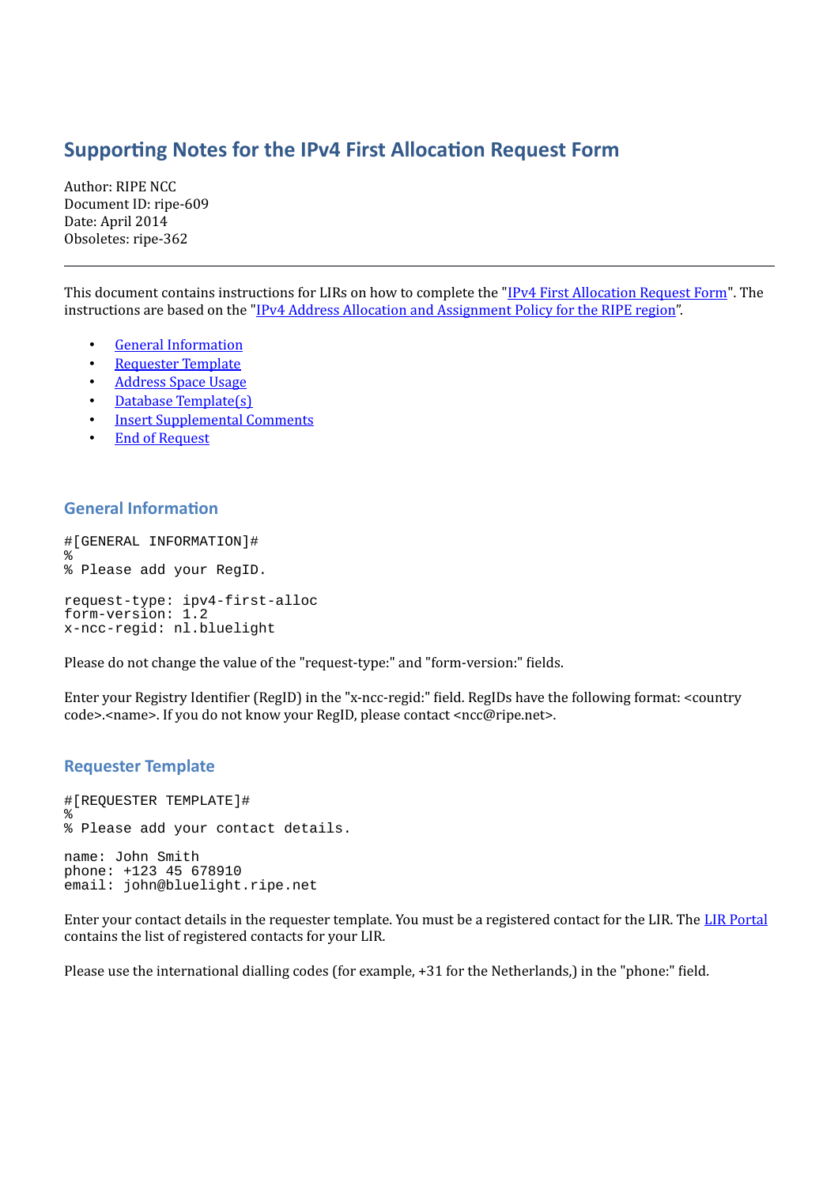# Supporting Notes for the IPv4 First Allocation Request Form

Author: RIPE NCC
Document ID: ripe-609
Date: April 2014
Obsoletes: ripe-362

---

This document contains instructions for LIRs on how to complete the "IPv4 First Allocation Request Form". The instructions are based on the "IPv4 Address Allocation and Assignment Policy for the RIPE region".

- General Information
- Requester Template
- Address Space Usage
- Database Template(s)
- Insert Supplemental Comments
- End of Request

## General Information

```
#[GENERAL INFORMATION]#
%
% Please add your RegID.

request-type: ipv4-first-alloc
form-version: 1.2
x-ncc-regid: nl.bluelight
```

Please do not change the value of the "request-type:" and "form-version:" fields.

Enter your Registry Identifier (RegID) in the "x-ncc-regid:" field. RegIDs have the following format: <country code>.<name>. If you do not know your RegID, please contact <ncc@ripe.net>.

## Requester Template

```
#[REQUESTER TEMPLATE]#
%
% Please add your contact details.

name: John Smith
phone: +123 45 678910
email: john@bluelight.ripe.net
```

Enter your contact details in the requester template. You must be a registered contact for the LIR. The LIR Portal contains the list of registered contacts for your LIR.

Please use the international dialling codes (for example, +31 for the Netherlands,) in the "phone:" field.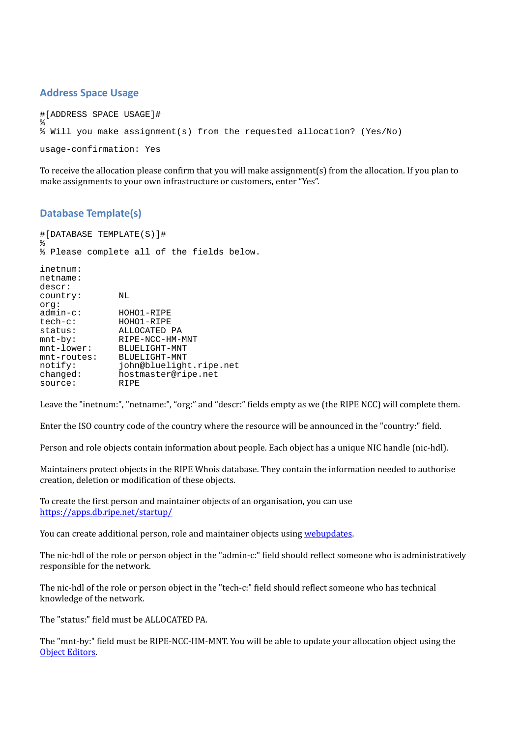## Address Space Usage

```
#[ADDRESS SPACE USAGE]#
%
% Will you make assignment(s) from the requested allocation? (Yes/No)

usage-confirmation: Yes
```

To receive the allocation please confirm that you will make assignment(s) from the allocation. If you plan to make assignments to your own infrastructure or customers, enter "Yes".

## Database Template(s)

```
#[DATABASE TEMPLATE(S)]#
%
% Please complete all of the fields below.

inetnum:
netname:
descr:
country:        NL
org:
admin-c:        HOHO1-RIPE
tech-c:         HOHO1-RIPE
status:         ALLOCATED PA
mnt-by:         RIPE-NCC-HM-MNT
mnt-lower:      BLUELIGHT-MNT
mnt-routes:     BLUELIGHT-MNT
notify:         john@bluelight.ripe.net
changed:        hostmaster@ripe.net
source:         RIPE
```

Leave the "inetnum:", "netname:", "org:" and "descr:" fields empty as we (the RIPE NCC) will complete them.

Enter the ISO country code of the country where the resource will be announced in the "country:" field.

Person and role objects contain information about people. Each object has a unique NIC handle (nic-hdl).

Maintainers protect objects in the RIPE Whois database. They contain the information needed to authorise creation, deletion or modification of these objects.

To create the first person and maintainer objects of an organisation, you can use [https://apps.db.ripe.net/startup/](https://apps.db.ripe.net/startup/)

You can create additional person, role and maintainer objects using [webupdates](webupdates).

The nic-hdl of the role or person object in the "admin-c:" field should reflect someone who is administratively responsible for the network.

The nic-hdl of the role or person object in the "tech-c:" field should reflect someone who has technical knowledge of the network.

The "status:" field must be ALLOCATED PA.

The "mnt-by:" field must be RIPE-NCC-HM-MNT. You will be able to update your allocation object using the [Object Editors](Object Editors).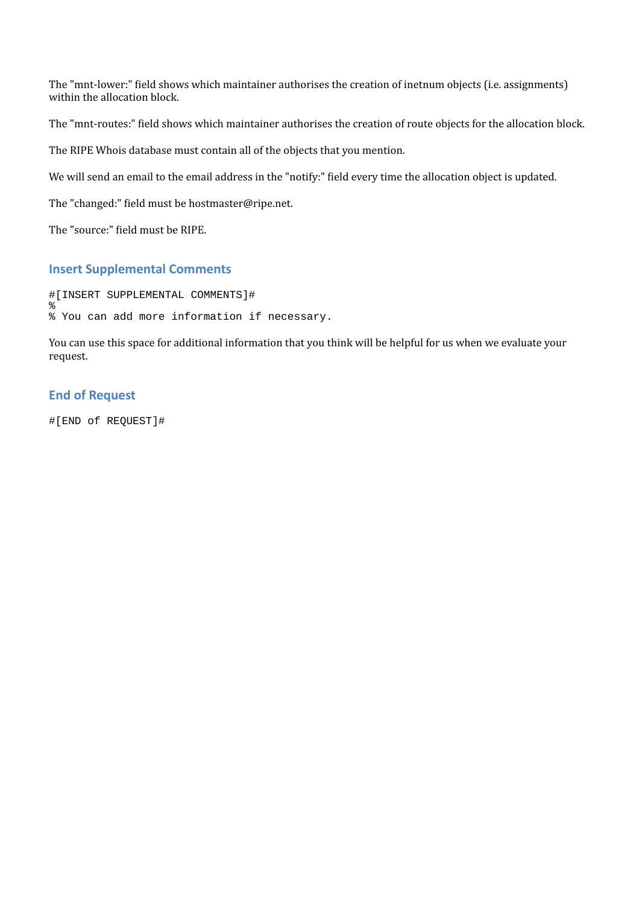The "mnt-lower:" field shows which maintainer authorises the creation of inetnum objects (i.e. assignments) within the allocation block.

The "mnt-routes:" field shows which maintainer authorises the creation of route objects for the allocation block.

The RIPE Whois database must contain all of the objects that you mention.

We will send an email to the email address in the "notify:" field every time the allocation object is updated.

The "changed:" field must be hostmaster@ripe.net.

The "source:" field must be RIPE.

## Insert Supplemental Comments

```
#[INSERT SUPPLEMENTAL COMMENTS]#
%
% You can add more information if necessary.
```

You can use this space for additional information that you think will be helpful for us when we evaluate your request.

## End of Request

```
#[END of REQUEST]#
```